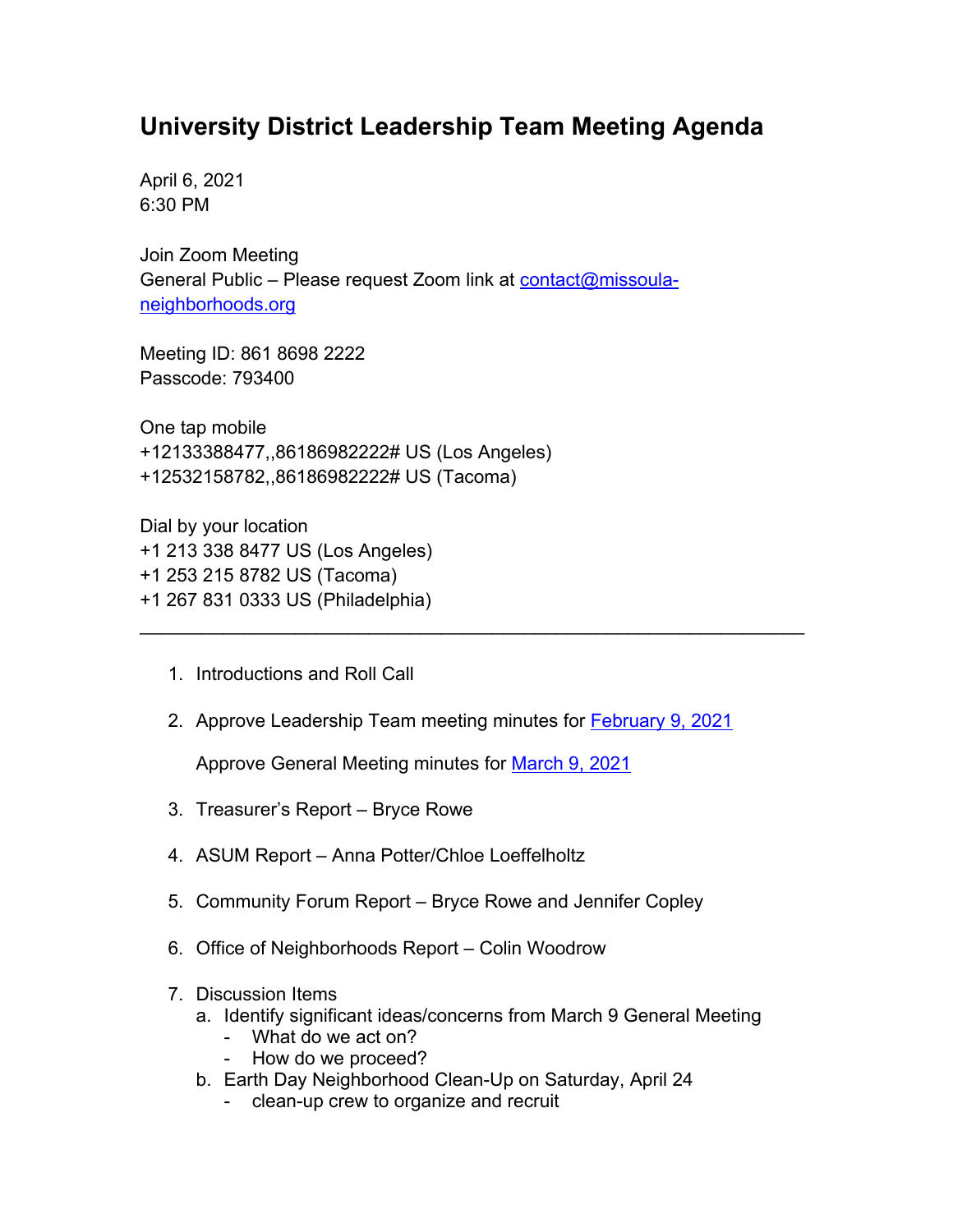# University District Leadership Team Meeting Agenda

April 6, 2021
6:30 PM

Join Zoom Meeting
General Public – Please request Zoom link at contact@missoula-neighborhoods.org

Meeting ID: 861 8698 2222
Passcode: 793400

One tap mobile
+12133388477,,86186982222# US (Los Angeles)
+12532158782,,86186982222# US (Tacoma)

Dial by your location
+1 213 338 8477 US (Los Angeles)
+1 253 215 8782 US (Tacoma)
+1 267 831 0333 US (Philadelphia)

---

1. Introductions and Roll Call

2. Approve Leadership Team meeting minutes for February 9, 2021

   Approve General Meeting minutes for March 9, 2021

3. Treasurer's Report – Bryce Rowe

4. ASUM Report – Anna Potter/Chloe Loeffelholtz

5. Community Forum Report – Bryce Rowe and Jennifer Copley

6. Office of Neighborhoods Report – Colin Woodrow

7. Discussion Items
   a. Identify significant ideas/concerns from March 9 General Meeting
      - What do we act on?
      - How do we proceed?
   b. Earth Day Neighborhood Clean-Up on Saturday, April 24
      - clean-up crew to organize and recruit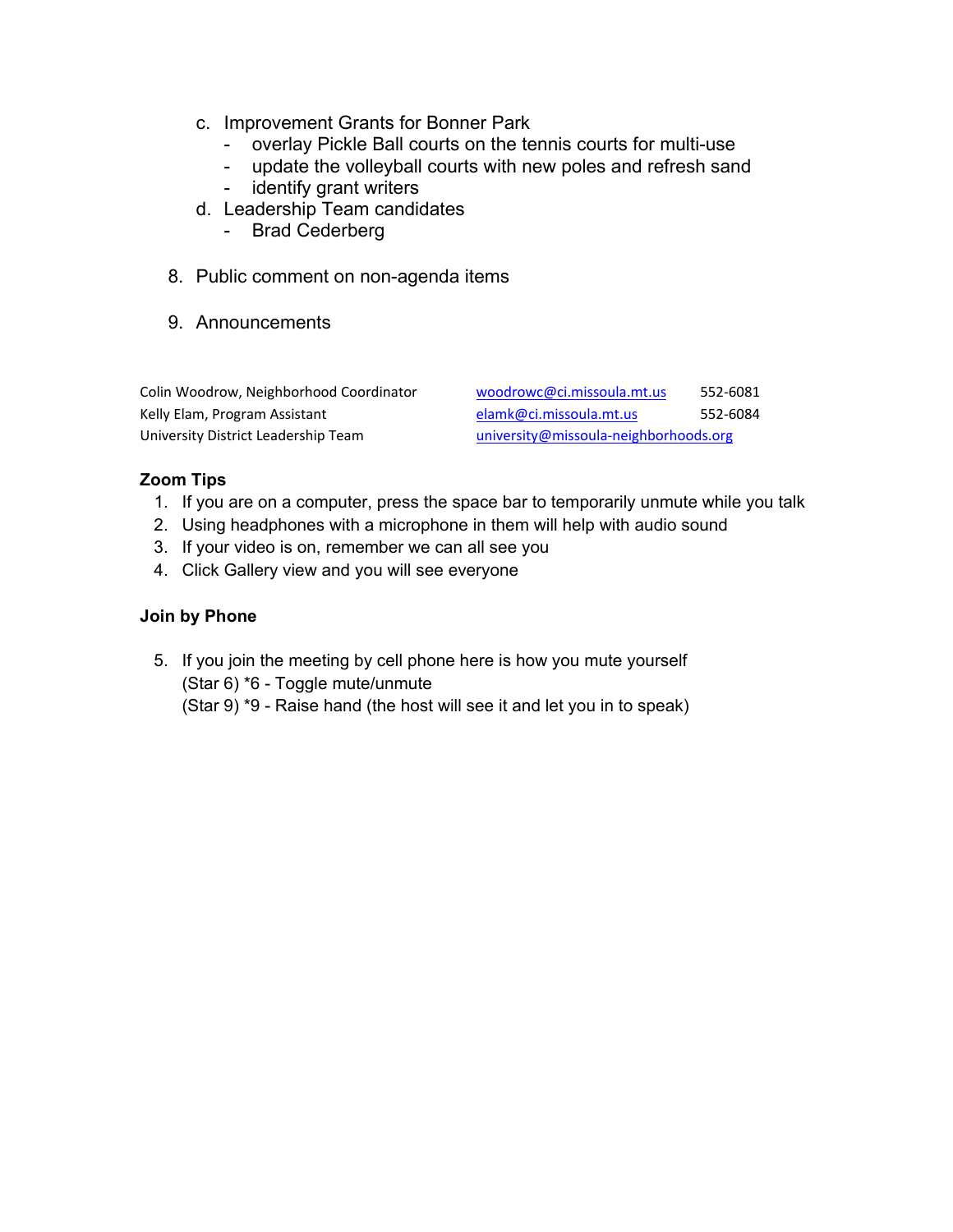c. Improvement Grants for Bonner Park
   - overlay Pickle Ball courts on the tennis courts for multi-use
   - update the volleyball courts with new poles and refresh sand
   - identify grant writers

d. Leadership Team candidates
   - Brad Cederberg

8. Public comment on non-agenda items

9. Announcements

| | | |
|---|---|---|
| Colin Woodrow, Neighborhood Coordinator | woodrowc@ci.missoula.mt.us | 552-6081 |
| Kelly Elam, Program Assistant | elamk@ci.missoula.mt.us | 552-6084 |
| University District Leadership Team | university@missoula-neighborhoods.org | |

**Zoom Tips**

1. If you are on a computer, press the space bar to temporarily unmute while you talk
2. Using headphones with a microphone in them will help with audio sound
3. If your video is on, remember we can all see you
4. Click Gallery view and you will see everyone

**Join by Phone**

5. If you join the meeting by cell phone here is how you mute yourself
   (Star 6) *6 - Toggle mute/unmute
   (Star 9) *9 - Raise hand (the host will see it and let you in to speak)